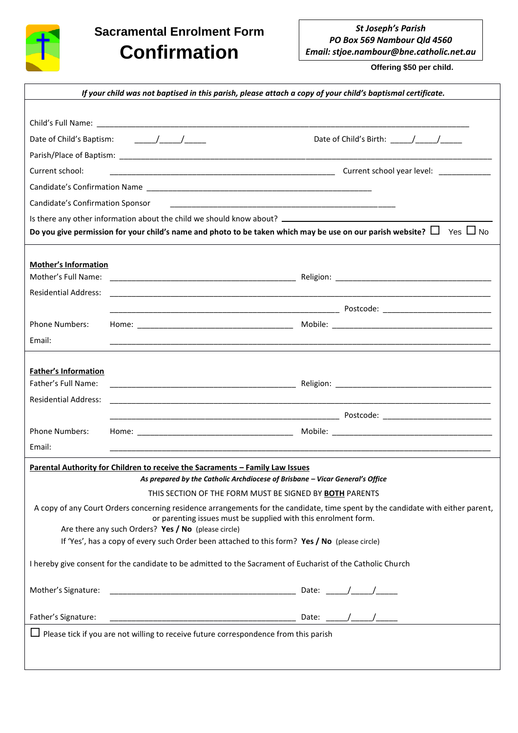# Sacramental Enrolment Form
# Confirmation

*St Joseph's Parish*
*PO Box 569 Nambour Qld 4560*
*Email: stjoe.nambour@bne.catholic.net.au*

**Offering $50 per child.**

***If your child was not baptised in this parish, please attach a copy of your child's baptismal certificate.***

Child's Full Name: ______________________________________________________________________________

Date of Child's Baptism: _____/_____/_____ Date of Child's Birth: _____/_____/_____

Parish/Place of Baptism: ______________________________________________________________________

Current school: ______________________________________________ Current school year level: ___________

Candidate's Confirmation Name ______________________________________________

Candidate's Confirmation Sponsor ______________________________________________

Is there any other information about the child we should know about? ______________________________________

**Do you give permission for your child's name and photo to be taken which may be use on our parish website?** ☐ Yes ☐ No

**Mother's Information**

Mother's Full Name: ________________________________________ Religion: ________________________________

Residential Address: ______________________________________________________________________________

______________________________________________ Postcode: ______________________

Phone Numbers: Home: __________________________________ Mobile: ____________________________________

Email: ______________________________________________________________________________

**Father's Information**

Father's Full Name: ________________________________________ Religion: ________________________________

Residential Address: ______________________________________________________________________________

______________________________________________ Postcode: ______________________

Phone Numbers: Home: __________________________________ Mobile: ____________________________________

Email: ______________________________________________________________________________

**Parental Authority for Children to receive the Sacraments – Family Law Issues**

***As prepared by the Catholic Archdiocese of Brisbane – Vicar General's Office***

THIS SECTION OF THE FORM MUST BE SIGNED BY **BOTH** PARENTS

A copy of any Court Orders concerning residence arrangements for the candidate, time spent by the candidate with either parent, or parenting issues must be supplied with this enrolment form.

Are there any such Orders? **Yes / No** (please circle)

If 'Yes', has a copy of every such Order been attached to this form? **Yes / No** (please circle)

I hereby give consent for the candidate to be admitted to the Sacrament of Eucharist of the Catholic Church

Mother's Signature: ________________________________________ Date: _____/_____/_____

Father's Signature: ________________________________________ Date: _____/_____/_____

☐ Please tick if you are not willing to receive future correspondence from this parish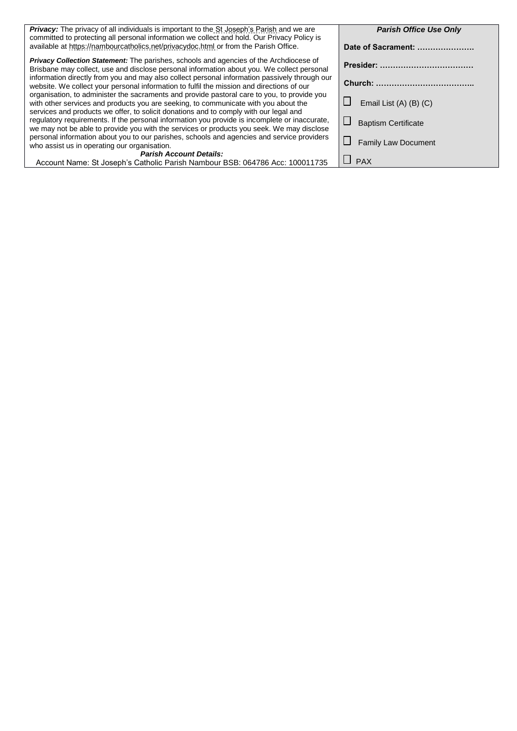***Privacy:*** The privacy of all individuals is important to the St Joseph's Parish and we are committed to protecting all personal information we collect and hold. Our Privacy Policy is available at https://nambourcatholics.net/privacydoc.html or from the Parish Office.

***Privacy Collection Statement:*** The parishes, schools and agencies of the Archdiocese of Brisbane may collect, use and disclose personal information about you. We collect personal information directly from you and may also collect personal information passively through our website. We collect your personal information to fulfil the mission and directions of our organisation, to administer the sacraments and provide pastoral care to you, to provide you with other services and products you are seeking, to communicate with you about the services and products we offer, to solicit donations and to comply with our legal and regulatory requirements. If the personal information you provide is incomplete or inaccurate, we may not be able to provide you with the services or products you seek. We may disclose personal information about you to our parishes, schools and agencies and service providers who assist us in operating our organisation.

***Parish Account Details:***

Account Name: St Joseph's Catholic Parish Nambour BSB: 064786 Acc: 100011735

***Parish Office Use Only***

**Date of Sacrament: ………………….**

**Presider: ………………………………**

**Church: ………………………………..**

- ☐ Email List (A) (B) (C)
- ☐ Baptism Certificate
- ☐ Family Law Document
- ☐ PAX